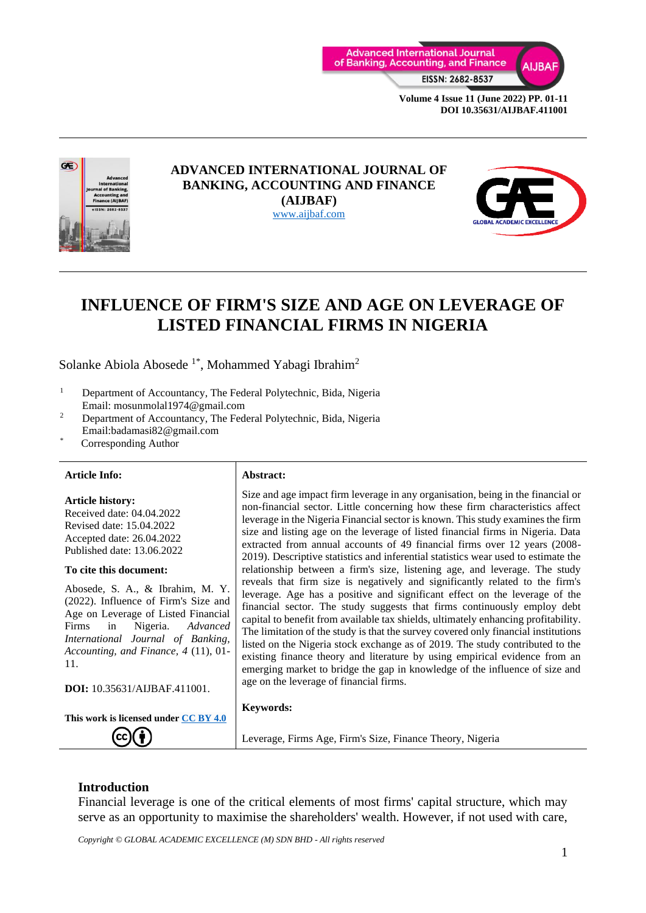# ADVANCED INTERNATIONAL JOURNAL OF BANKING, ACCOUNTING AND FINANCE (AIJBAF)

www.aijbaf.com

# INFLUENCE OF FIRM'S SIZE AND AGE ON LEVERAGE OF LISTED FINANCIAL FIRMS IN NIGERIA

Solanke Abiola Abosede [1*], Mohammed Yabagi Ibrahim[2]

[1] Department of Accountancy, The Federal Polytechnic, Bida, Nigeria
Email: mosunmolal1974@gmail.com

[2] Department of Accountancy, The Federal Polytechnic, Bida, Nigeria
Email:badamasi82@gmail.com

[*] Corresponding Author

**Article Info:**

**Article history:**
Received date: 04.04.2022
Revised date: 15.04.2022
Accepted date: 26.04.2022
Published date: 13.06.2022

**To cite this document:**

Abosede, S. A., & Ibrahim, M. Y. (2022). Influence of Firm's Size and Age on Leverage of Listed Financial Firms in Nigeria. *Advanced International Journal of Banking, Accounting, and Finance, 4* (11), 01-11.

**DOI:** 10.35631/AIJBAF.411001.

**This work is licensed under CC BY 4.0**

**Abstract:**

Size and age impact firm leverage in any organisation, being in the financial or non-financial sector. Little concerning how these firm characteristics affect leverage in the Nigeria Financial sector is known. This study examines the firm size and listing age on the leverage of listed financial firms in Nigeria. Data extracted from annual accounts of 49 financial firms over 12 years (2008-2019). Descriptive statistics and inferential statistics wear used to estimate the relationship between a firm's size, listening age, and leverage. The study reveals that firm size is negatively and significantly related to the firm's leverage. Age has a positive and significant effect on the leverage of the financial sector. The study suggests that firms continuously employ debt capital to benefit from available tax shields, ultimately enhancing profitability. The limitation of the study is that the survey covered only financial institutions listed on the Nigeria stock exchange as of 2019. The study contributed to the existing finance theory and literature by using empirical evidence from an emerging market to bridge the gap in knowledge of the influence of size and age on the leverage of financial firms.

**Keywords:**

Leverage, Firms Age, Firm's Size, Finance Theory, Nigeria

## Introduction

Financial leverage is one of the critical elements of most firms' capital structure, which may serve as an opportunity to maximise the shareholders' wealth. However, if not used with care,

*Copyright © GLOBAL ACADEMIC EXCELLENCE (M) SDN BHD - All rights reserved*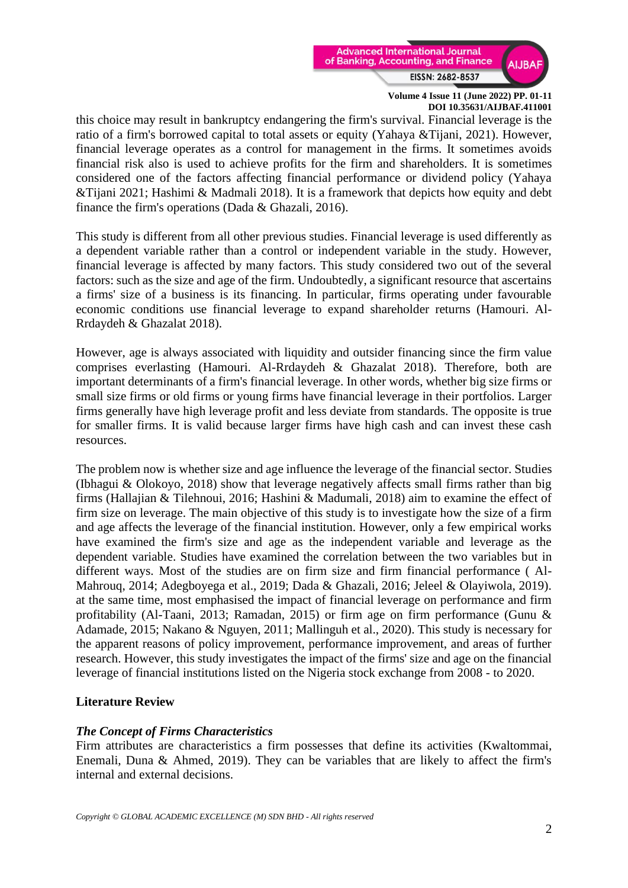this choice may result in bankruptcy endangering the firm's survival. Financial leverage is the ratio of a firm's borrowed capital to total assets or equity (Yahaya &Tijani, 2021). However, financial leverage operates as a control for management in the firms. It sometimes avoids financial risk also is used to achieve profits for the firm and shareholders. It is sometimes considered one of the factors affecting financial performance or dividend policy (Yahaya &Tijani 2021; Hashimi & Madmali 2018). It is a framework that depicts how equity and debt finance the firm's operations (Dada & Ghazali, 2016).

This study is different from all other previous studies. Financial leverage is used differently as a dependent variable rather than a control or independent variable in the study. However, financial leverage is affected by many factors. This study considered two out of the several factors: such as the size and age of the firm. Undoubtedly, a significant resource that ascertains a firms' size of a business is its financing. In particular, firms operating under favourable economic conditions use financial leverage to expand shareholder returns (Hamouri. Al-Rrdaydeh & Ghazalat 2018).

However, age is always associated with liquidity and outsider financing since the firm value comprises everlasting (Hamouri. Al-Rrdaydeh & Ghazalat 2018). Therefore, both are important determinants of a firm's financial leverage. In other words, whether big size firms or small size firms or old firms or young firms have financial leverage in their portfolios. Larger firms generally have high leverage profit and less deviate from standards. The opposite is true for smaller firms. It is valid because larger firms have high cash and can invest these cash resources.

The problem now is whether size and age influence the leverage of the financial sector. Studies (Ibhagui & Olokoyo, 2018) show that leverage negatively affects small firms rather than big firms (Hallajian & Tilehnoui, 2016; Hashini & Madumali, 2018) aim to examine the effect of firm size on leverage. The main objective of this study is to investigate how the size of a firm and age affects the leverage of the financial institution. However, only a few empirical works have examined the firm's size and age as the independent variable and leverage as the dependent variable. Studies have examined the correlation between the two variables but in different ways. Most of the studies are on firm size and firm financial performance ( Al-Mahrouq, 2014; Adegboyega et al., 2019; Dada & Ghazali, 2016; Jeleel & Olayiwola, 2019). at the same time, most emphasised the impact of financial leverage on performance and firm profitability (Al-Taani, 2013; Ramadan, 2015) or firm age on firm performance (Gunu & Adamade, 2015; Nakano & Nguyen, 2011; Mallinguh et al., 2020). This study is necessary for the apparent reasons of policy improvement, performance improvement, and areas of further research. However, this study investigates the impact of the firms' size and age on the financial leverage of financial institutions listed on the Nigeria stock exchange from 2008 - to 2020.

## Literature Review

### *The Concept of Firms Characteristics*

Firm attributes are characteristics a firm possesses that define its activities (Kwaltommai, Enemali, Duna & Ahmed, 2019). They can be variables that are likely to affect the firm's internal and external decisions.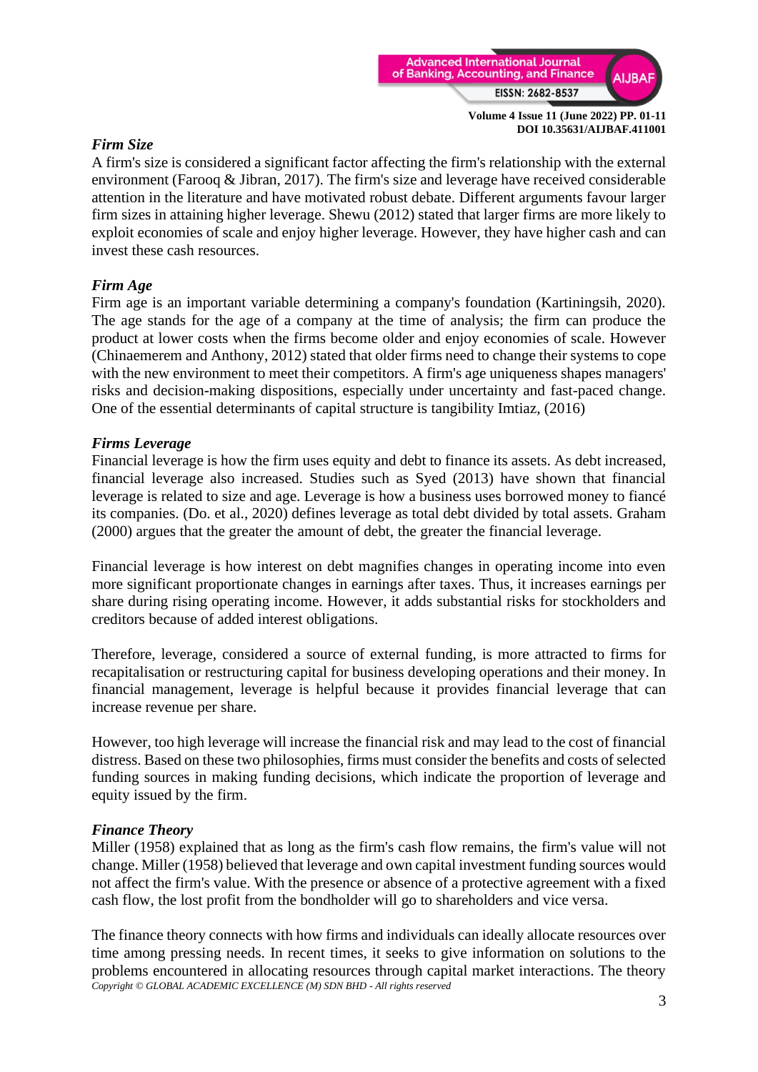### *Firm Size*

A firm's size is considered a significant factor affecting the firm's relationship with the external environment (Farooq & Jibran, 2017). The firm's size and leverage have received considerable attention in the literature and have motivated robust debate. Different arguments favour larger firm sizes in attaining higher leverage. Shewu (2012) stated that larger firms are more likely to exploit economies of scale and enjoy higher leverage. However, they have higher cash and can invest these cash resources.

### *Firm Age*

Firm age is an important variable determining a company's foundation (Kartiningsih, 2020). The age stands for the age of a company at the time of analysis; the firm can produce the product at lower costs when the firms become older and enjoy economies of scale. However (Chinaemerem and Anthony, 2012) stated that older firms need to change their systems to cope with the new environment to meet their competitors. A firm's age uniqueness shapes managers' risks and decision-making dispositions, especially under uncertainty and fast-paced change. One of the essential determinants of capital structure is tangibility Imtiaz, (2016)

### *Firms Leverage*

Financial leverage is how the firm uses equity and debt to finance its assets. As debt increased, financial leverage also increased. Studies such as Syed (2013) have shown that financial leverage is related to size and age. Leverage is how a business uses borrowed money to fiancé its companies. (Do. et al., 2020) defines leverage as total debt divided by total assets. Graham (2000) argues that the greater the amount of debt, the greater the financial leverage.

Financial leverage is how interest on debt magnifies changes in operating income into even more significant proportionate changes in earnings after taxes. Thus, it increases earnings per share during rising operating income. However, it adds substantial risks for stockholders and creditors because of added interest obligations.

Therefore, leverage, considered a source of external funding, is more attracted to firms for recapitalisation or restructuring capital for business developing operations and their money. In financial management, leverage is helpful because it provides financial leverage that can increase revenue per share.

However, too high leverage will increase the financial risk and may lead to the cost of financial distress. Based on these two philosophies, firms must consider the benefits and costs of selected funding sources in making funding decisions, which indicate the proportion of leverage and equity issued by the firm.

### *Finance Theory*

Miller (1958) explained that as long as the firm's cash flow remains, the firm's value will not change. Miller (1958) believed that leverage and own capital investment funding sources would not affect the firm's value. With the presence or absence of a protective agreement with a fixed cash flow, the lost profit from the bondholder will go to shareholders and vice versa.

The finance theory connects with how firms and individuals can ideally allocate resources over time among pressing needs. In recent times, it seeks to give information on solutions to the problems encountered in allocating resources through capital market interactions. The theory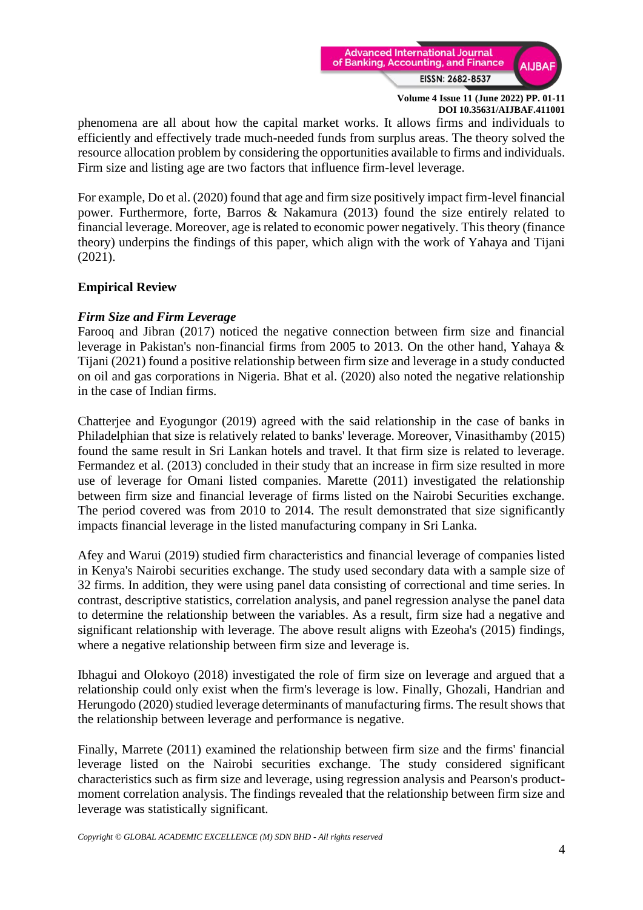phenomena are all about how the capital market works. It allows firms and individuals to efficiently and effectively trade much-needed funds from surplus areas. The theory solved the resource allocation problem by considering the opportunities available to firms and individuals. Firm size and listing age are two factors that influence firm-level leverage.

For example, Do et al. (2020) found that age and firm size positively impact firm-level financial power. Furthermore, forte, Barros & Nakamura (2013) found the size entirely related to financial leverage. Moreover, age is related to economic power negatively. This theory (finance theory) underpins the findings of this paper, which align with the work of Yahaya and Tijani (2021).

## Empirical Review

### *Firm Size and Firm Leverage*

Farooq and Jibran (2017) noticed the negative connection between firm size and financial leverage in Pakistan's non-financial firms from 2005 to 2013. On the other hand, Yahaya & Tijani (2021) found a positive relationship between firm size and leverage in a study conducted on oil and gas corporations in Nigeria. Bhat et al. (2020) also noted the negative relationship in the case of Indian firms.

Chatterjee and Eyogungor (2019) agreed with the said relationship in the case of banks in Philadelphian that size is relatively related to banks' leverage. Moreover, Vinasithamby (2015) found the same result in Sri Lankan hotels and travel. It that firm size is related to leverage. Fermandez et al. (2013) concluded in their study that an increase in firm size resulted in more use of leverage for Omani listed companies. Marette (2011) investigated the relationship between firm size and financial leverage of firms listed on the Nairobi Securities exchange. The period covered was from 2010 to 2014. The result demonstrated that size significantly impacts financial leverage in the listed manufacturing company in Sri Lanka.

Afey and Warui (2019) studied firm characteristics and financial leverage of companies listed in Kenya's Nairobi securities exchange. The study used secondary data with a sample size of 32 firms. In addition, they were using panel data consisting of correctional and time series. In contrast, descriptive statistics, correlation analysis, and panel regression analyse the panel data to determine the relationship between the variables. As a result, firm size had a negative and significant relationship with leverage. The above result aligns with Ezeoha's (2015) findings, where a negative relationship between firm size and leverage is.

Ibhagui and Olokoyo (2018) investigated the role of firm size on leverage and argued that a relationship could only exist when the firm's leverage is low. Finally, Ghozali, Handrian and Herungodo (2020) studied leverage determinants of manufacturing firms. The result shows that the relationship between leverage and performance is negative.

Finally, Marrete (2011) examined the relationship between firm size and the firms' financial leverage listed on the Nairobi securities exchange. The study considered significant characteristics such as firm size and leverage, using regression analysis and Pearson's product-moment correlation analysis. The findings revealed that the relationship between firm size and leverage was statistically significant.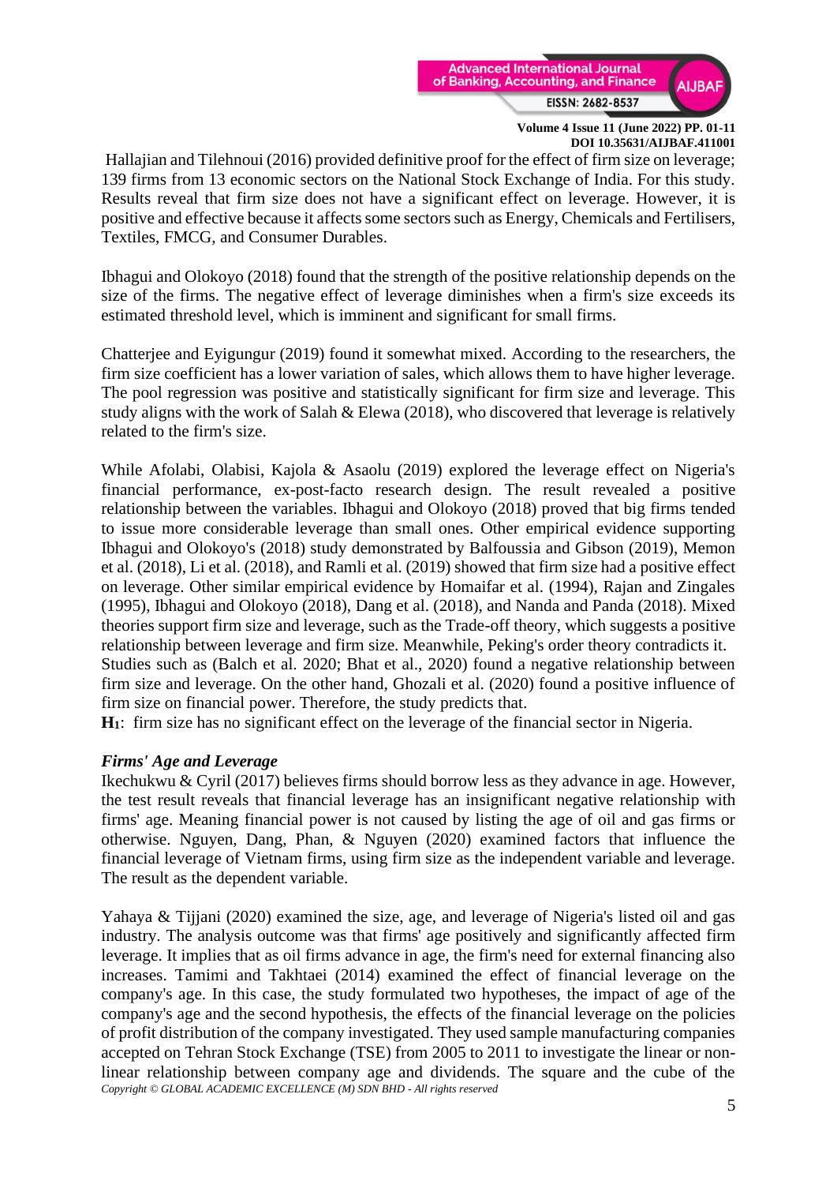Hallajian and Tilehnoui (2016) provided definitive proof for the effect of firm size on leverage; 139 firms from 13 economic sectors on the National Stock Exchange of India. For this study. Results reveal that firm size does not have a significant effect on leverage. However, it is positive and effective because it affects some sectors such as Energy, Chemicals and Fertilisers, Textiles, FMCG, and Consumer Durables.

Ibhagui and Olokoyo (2018) found that the strength of the positive relationship depends on the size of the firms. The negative effect of leverage diminishes when a firm's size exceeds its estimated threshold level, which is imminent and significant for small firms.

Chatterjee and Eyigungur (2019) found it somewhat mixed. According to the researchers, the firm size coefficient has a lower variation of sales, which allows them to have higher leverage. The pool regression was positive and statistically significant for firm size and leverage. This study aligns with the work of Salah & Elewa (2018), who discovered that leverage is relatively related to the firm's size.

While Afolabi, Olabisi, Kajola & Asaolu (2019) explored the leverage effect on Nigeria's financial performance, ex-post-facto research design. The result revealed a positive relationship between the variables. Ibhagui and Olokoyo (2018) proved that big firms tended to issue more considerable leverage than small ones. Other empirical evidence supporting Ibhagui and Olokoyo's (2018) study demonstrated by Balfoussia and Gibson (2019), Memon et al. (2018), Li et al. (2018), and Ramli et al. (2019) showed that firm size had a positive effect on leverage. Other similar empirical evidence by Homaifar et al. (1994), Rajan and Zingales (1995), Ibhagui and Olokoyo (2018), Dang et al. (2018), and Nanda and Panda (2018). Mixed theories support firm size and leverage, such as the Trade-off theory, which suggests a positive relationship between leverage and firm size. Meanwhile, Peking's order theory contradicts it. Studies such as (Balch et al. 2020; Bhat et al., 2020) found a negative relationship between firm size and leverage. On the other hand, Ghozali et al. (2020) found a positive influence of firm size on financial power. Therefore, the study predicts that.

**H1**: firm size has no significant effect on the leverage of the financial sector in Nigeria.

***Firms' Age and Leverage***

Ikechukwu & Cyril (2017) believes firms should borrow less as they advance in age. However, the test result reveals that financial leverage has an insignificant negative relationship with firms' age. Meaning financial power is not caused by listing the age of oil and gas firms or otherwise. Nguyen, Dang, Phan, & Nguyen (2020) examined factors that influence the financial leverage of Vietnam firms, using firm size as the independent variable and leverage. The result as the dependent variable.

Yahaya & Tijjani (2020) examined the size, age, and leverage of Nigeria's listed oil and gas industry. The analysis outcome was that firms' age positively and significantly affected firm leverage. It implies that as oil firms advance in age, the firm's need for external financing also increases. Tamimi and Takhtaei (2014) examined the effect of financial leverage on the company's age. In this case, the study formulated two hypotheses, the impact of age of the company's age and the second hypothesis, the effects of the financial leverage on the policies of profit distribution of the company investigated. They used sample manufacturing companies accepted on Tehran Stock Exchange (TSE) from 2005 to 2011 to investigate the linear or non-linear relationship between company age and dividends. The square and the cube of the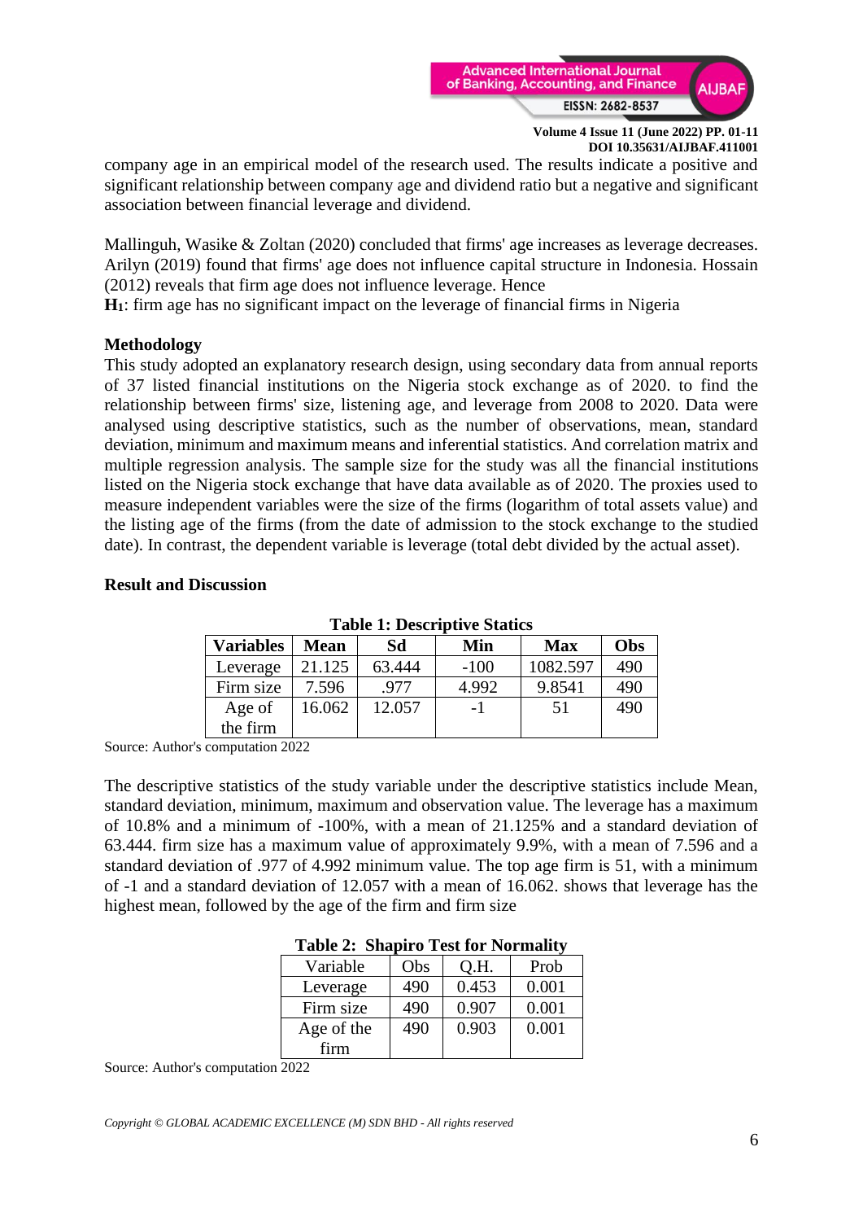company age in an empirical model of the research used. The results indicate a positive and significant relationship between company age and dividend ratio but a negative and significant association between financial leverage and dividend.

Mallinguh, Wasike & Zoltan (2020) concluded that firms' age increases as leverage decreases. Arilyn (2019) found that firms' age does not influence capital structure in Indonesia. Hossain (2012) reveals that firm age does not influence leverage. Hence

**$H_1$**: firm age has no significant impact on the leverage of financial firms in Nigeria

**Methodology**

This study adopted an explanatory research design, using secondary data from annual reports of 37 listed financial institutions on the Nigeria stock exchange as of 2020. to find the relationship between firms' size, listening age, and leverage from 2008 to 2020. Data were analysed using descriptive statistics, such as the number of observations, mean, standard deviation, minimum and maximum means and inferential statistics. And correlation matrix and multiple regression analysis. The sample size for the study was all the financial institutions listed on the Nigeria stock exchange that have data available as of 2020. The proxies used to measure independent variables were the size of the firms (logarithm of total assets value) and the listing age of the firms (from the date of admission to the stock exchange to the studied date). In contrast, the dependent variable is leverage (total debt divided by the actual asset).

**Result and Discussion**

**Table 1: Descriptive Statics**

| Variables | Mean | Sd | Min | Max | Obs |
|---|---|---|---|---|---|
| Leverage | 21.125 | 63.444 | -100 | 1082.597 | 490 |
| Firm size | 7.596 | .977 | 4.992 | 9.8541 | 490 |
| Age of the firm | 16.062 | 12.057 | -1 | 51 | 490 |

Source: Author's computation 2022

The descriptive statistics of the study variable under the descriptive statistics include Mean, standard deviation, minimum, maximum and observation value. The leverage has a maximum of 10.8% and a minimum of -100%, with a mean of 21.125% and a standard deviation of 63.444. firm size has a maximum value of approximately 9.9%, with a mean of 7.596 and a standard deviation of .977 of 4.992 minimum value. The top age firm is 51, with a minimum of -1 and a standard deviation of 12.057 with a mean of 16.062. shows that leverage has the highest mean, followed by the age of the firm and firm size

**Table 2: Shapiro Test for Normality**

| Variable | Obs | Q.H. | Prob |
|---|---|---|---|
| Leverage | 490 | 0.453 | 0.001 |
| Firm size | 490 | 0.907 | 0.001 |
| Age of the firm | 490 | 0.903 | 0.001 |

Source: Author's computation 2022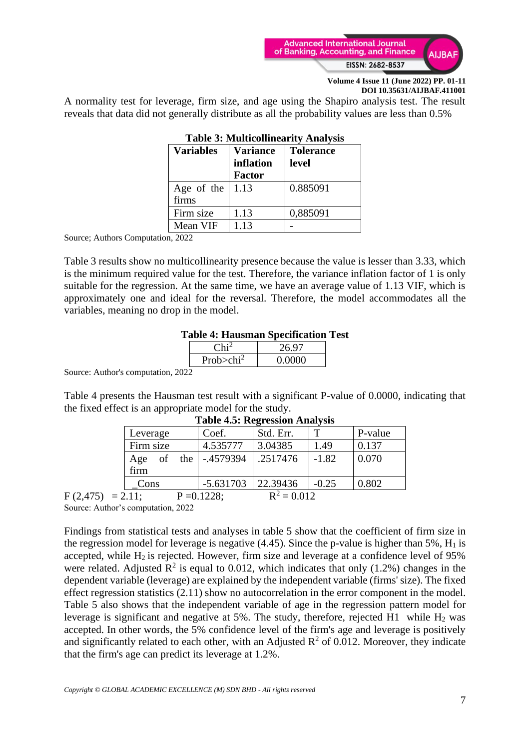A normality test for leverage, firm size, and age using the Shapiro analysis test. The result reveals that data did not generally distribute as all the probability values are less than 0.5%

**Table 3: Multicollinearity Analysis**

| Variables | Variance inflation Factor | Tolerance level |
|---|---|---|
| Age of the firms | 1.13 | 0.885091 |
| Firm size | 1.13 | 0,885091 |
| Mean VIF | 1.13 | - |

Source; Authors Computation, 2022

Table 3 results show no multicollinearity presence because the value is lesser than 3.33, which is the minimum required value for the test. Therefore, the variance inflation factor of 1 is only suitable for the regression. At the same time, we have an average value of 1.13 VIF, which is approximately one and ideal for the reversal. Therefore, the model accommodates all the variables, meaning no drop in the model.

**Table 4: Hausman Specification Test**

| $Chi^2$ | 26.97 |
|---|---|
| $Prob>chi^2$ | 0.0000 |

Source: Author's computation, 2022

Table 4 presents the Hausman test result with a significant P-value of 0.0000, indicating that the fixed effect is an appropriate model for the study.

**Table 4.5: Regression Analysis**

| Leverage | Coef. | Std. Err. | T | P-value |
|---|---|---|---|---|
| Firm size | 4.535777 | 3.04385 | 1.49 | 0.137 |
| Age of the firm | -.4579394 | .2517476 | -1.82 | 0.070 |
| _Cons | -5.631703 | 22.39436 | -0.25 | 0.802 |

$F(2,475) = 2.11$; $P = 0.1228$; $R^2 = 0.012$

Source: Author's computation, 2022

Findings from statistical tests and analyses in table 5 show that the coefficient of firm size in the regression model for leverage is negative (4.45). Since the p-value is higher than 5%, $H_1$ is accepted, while $H_2$ is rejected. However, firm size and leverage at a confidence level of 95% were related. Adjusted $R^2$ is equal to 0.012, which indicates that only (1.2%) changes in the dependent variable (leverage) are explained by the independent variable (firms' size). The fixed effect regression statistics (2.11) show no autocorrelation in the error component in the model. Table 5 also shows that the independent variable of age in the regression pattern model for leverage is significant and negative at 5%. The study, therefore, rejected H1 while $H_2$ was accepted. In other words, the 5% confidence level of the firm's age and leverage is positively and significantly related to each other, with an Adjusted $R^2$ of 0.012. Moreover, they indicate that the firm's age can predict its leverage at 1.2%.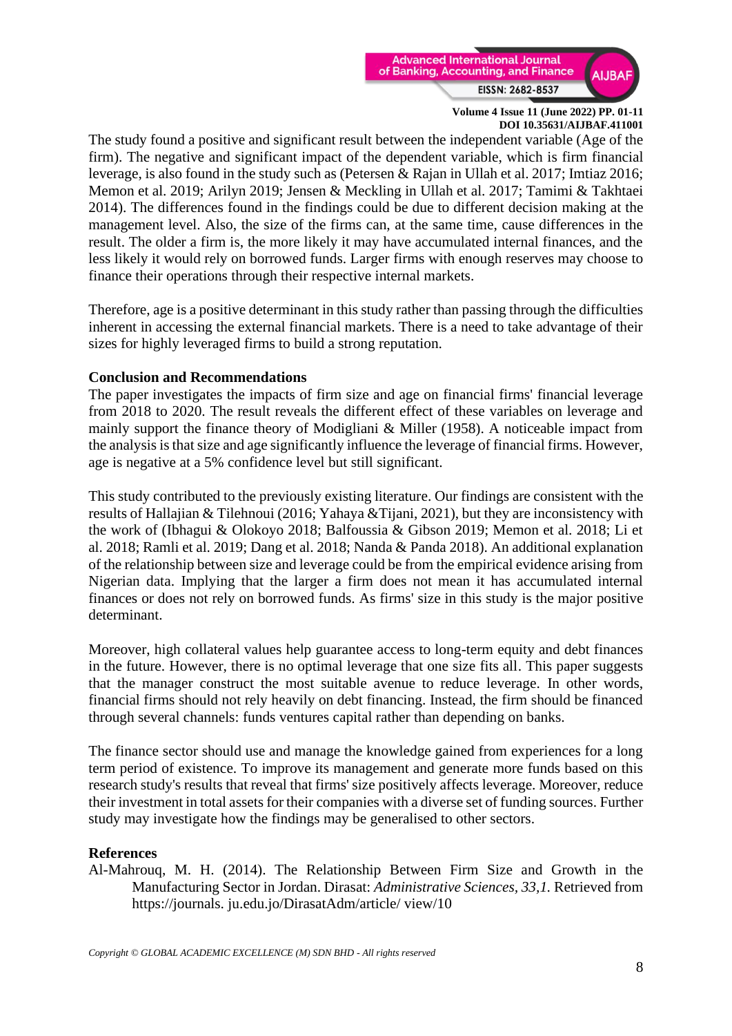The study found a positive and significant result between the independent variable (Age of the firm). The negative and significant impact of the dependent variable, which is firm financial leverage, is also found in the study such as (Petersen & Rajan in Ullah et al. 2017; Imtiaz 2016; Memon et al. 2019; Arilyn 2019; Jensen & Meckling in Ullah et al. 2017; Tamimi & Takhtaei 2014). The differences found in the findings could be due to different decision making at the management level. Also, the size of the firms can, at the same time, cause differences in the result. The older a firm is, the more likely it may have accumulated internal finances, and the less likely it would rely on borrowed funds. Larger firms with enough reserves may choose to finance their operations through their respective internal markets.

Therefore, age is a positive determinant in this study rather than passing through the difficulties inherent in accessing the external financial markets. There is a need to take advantage of their sizes for highly leveraged firms to build a strong reputation.

**Conclusion and Recommendations**

The paper investigates the impacts of firm size and age on financial firms' financial leverage from 2018 to 2020. The result reveals the different effect of these variables on leverage and mainly support the finance theory of Modigliani & Miller (1958). A noticeable impact from the analysis is that size and age significantly influence the leverage of financial firms. However, age is negative at a 5% confidence level but still significant.

This study contributed to the previously existing literature. Our findings are consistent with the results of Hallajian & Tilehnoui (2016; Yahaya &Tijani, 2021), but they are inconsistency with the work of (Ibhagui & Olokoyo 2018; Balfoussia & Gibson 2019; Memon et al. 2018; Li et al. 2018; Ramli et al. 2019; Dang et al. 2018; Nanda & Panda 2018). An additional explanation of the relationship between size and leverage could be from the empirical evidence arising from Nigerian data. Implying that the larger a firm does not mean it has accumulated internal finances or does not rely on borrowed funds. As firms' size in this study is the major positive determinant.

Moreover, high collateral values help guarantee access to long-term equity and debt finances in the future. However, there is no optimal leverage that one size fits all. This paper suggests that the manager construct the most suitable avenue to reduce leverage. In other words, financial firms should not rely heavily on debt financing. Instead, the firm should be financed through several channels: funds ventures capital rather than depending on banks.

The finance sector should use and manage the knowledge gained from experiences for a long term period of existence. To improve its management and generate more funds based on this research study's results that reveal that firms' size positively affects leverage. Moreover, reduce their investment in total assets for their companies with a diverse set of funding sources. Further study may investigate how the findings may be generalised to other sectors.

**References**

Al-Mahrouq, M. H. (2014). The Relationship Between Firm Size and Growth in the Manufacturing Sector in Jordan. Dirasat: *Administrative Sciences, 33,1.* Retrieved from https://journals. ju.edu.jo/DirasatAdm/article/ view/10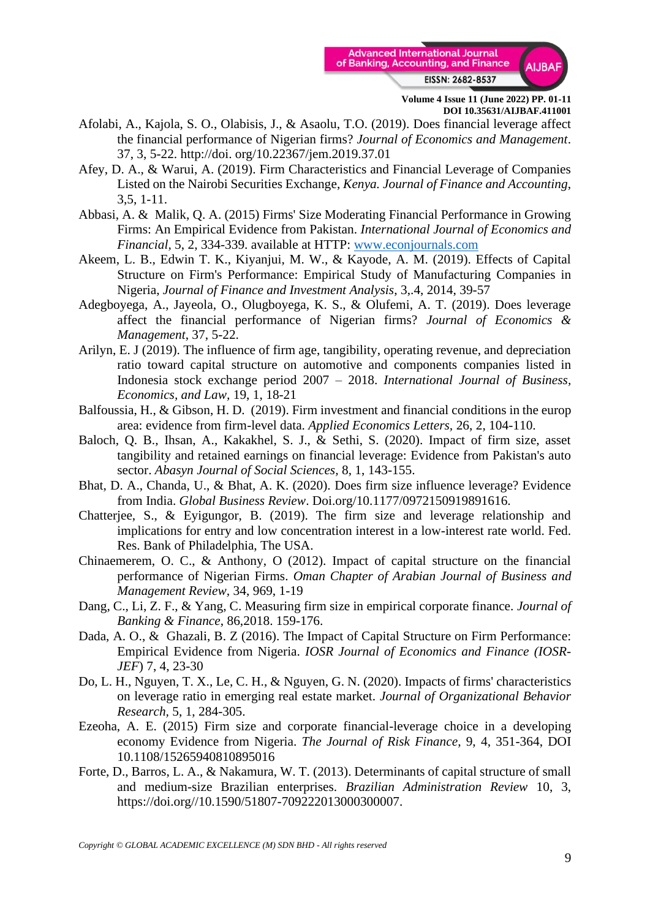Afolabi, A., Kajola, S. O., Olabisis, J., & Asaolu, T.O. (2019). Does financial leverage affect the financial performance of Nigerian firms? *Journal of Economics and Management*. 37, 3, 5-22. http://doi. org/10.22367/jem.2019.37.01

Afey, D. A., & Warui, A. (2019). Firm Characteristics and Financial Leverage of Companies Listed on the Nairobi Securities Exchange, *Kenya. Journal of Finance and Accounting*, 3,5, 1-11.

Abbasi, A. & Malik, Q. A. (2015) Firms' Size Moderating Financial Performance in Growing Firms: An Empirical Evidence from Pakistan. *International Journal of Economics and Financial*, 5, 2, 334-339. available at HTTP: www.econjournals.com

Akeem, L. B., Edwin T. K., Kiyanjui, M. W., & Kayode, A. M. (2019). Effects of Capital Structure on Firm's Performance: Empirical Study of Manufacturing Companies in Nigeria, *Journal of Finance and Investment Analysis*, 3,.4, 2014, 39-57

Adegboyega, A., Jayeola, O., Olugboyega, K. S., & Olufemi, A. T. (2019). Does leverage affect the financial performance of Nigerian firms? *Journal of Economics & Management*, 37, 5-22.

Arilyn, E. J (2019). The influence of firm age, tangibility, operating revenue, and depreciation ratio toward capital structure on automotive and components companies listed in Indonesia stock exchange period 2007 – 2018. *International Journal of Business, Economics, and Law*, 19, 1, 18-21

Balfoussia, H., & Gibson, H. D. (2019). Firm investment and financial conditions in the europ area: evidence from firm-level data. *Applied Economics Letters*, 26, 2, 104-110.

Baloch, Q. B., Ihsan, A., Kakakhel, S. J., & Sethi, S. (2020). Impact of firm size, asset tangibility and retained earnings on financial leverage: Evidence from Pakistan's auto sector. *Abasyn Journal of Social Sciences*, 8, 1, 143-155.

Bhat, D. A., Chanda, U., & Bhat, A. K. (2020). Does firm size influence leverage? Evidence from India. *Global Business Review*. Doi.org/10.1177/0972150919891616.

Chatterjee, S., & Eyigungor, B. (2019). The firm size and leverage relationship and implications for entry and low concentration interest in a low-interest rate world. Fed. Res. Bank of Philadelphia, The USA.

Chinaemerem, O. C., & Anthony, O (2012). Impact of capital structure on the financial performance of Nigerian Firms. *Oman Chapter of Arabian Journal of Business and Management Review*, 34, 969, 1-19

Dang, C., Li, Z. F., & Yang, C. Measuring firm size in empirical corporate finance. *Journal of Banking & Finance*, 86,2018. 159-176.

Dada, A. O., & Ghazali, B. Z (2016). The Impact of Capital Structure on Firm Performance: Empirical Evidence from Nigeria. *IOSR Journal of Economics and Finance (IOSR-JEF)* 7, 4, 23-30

Do, L. H., Nguyen, T. X., Le, C. H., & Nguyen, G. N. (2020). Impacts of firms' characteristics on leverage ratio in emerging real estate market. *Journal of Organizational Behavior Research*, 5, 1, 284-305.

Ezeoha, A. E. (2015) Firm size and corporate financial-leverage choice in a developing economy Evidence from Nigeria. *The Journal of Risk Finance*, 9, 4, 351-364, DOI 10.1108/15265940810895016

Forte, D., Barros, L. A., & Nakamura, W. T. (2013). Determinants of capital structure of small and medium-size Brazilian enterprises. *Brazilian Administration Review* 10, 3, https://doi.org//10.1590/51807-709222013000300007.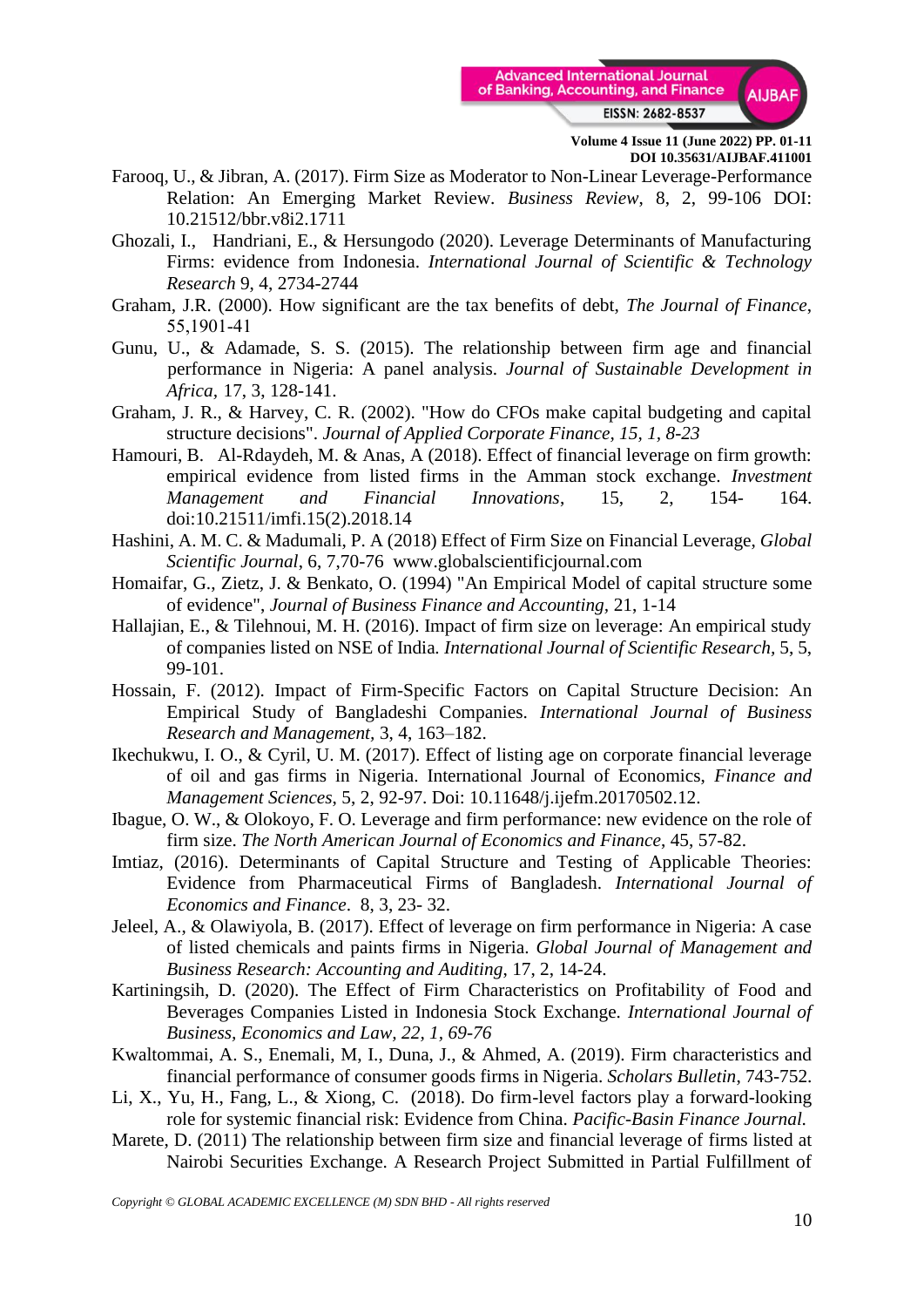Farooq, U., & Jibran, A. (2017). Firm Size as Moderator to Non-Linear Leverage-Performance Relation: An Emerging Market Review. *Business Review*, 8, 2, 99-106 DOI: 10.21512/bbr.v8i2.1711

Ghozali, I., Handriani, E., & Hersungodo (2020). Leverage Determinants of Manufacturing Firms: evidence from Indonesia. *International Journal of Scientific & Technology Research* 9, 4, 2734-2744

Graham, J.R. (2000). How significant are the tax benefits of debt, *The Journal of Finance*, 55,1901-41

Gunu, U., & Adamade, S. S. (2015). The relationship between firm age and financial performance in Nigeria: A panel analysis. *Journal of Sustainable Development in Africa*, 17, 3, 128-141.

Graham, J. R., & Harvey, C. R. (2002). "How do CFOs make capital budgeting and capital structure decisions". *Journal of Applied Corporate Finance, 15, 1, 8-23*

Hamouri, B. Al-Rdaydeh, M. & Anas, A (2018). Effect of financial leverage on firm growth: empirical evidence from listed firms in the Amman stock exchange. *Investment Management and Financial Innovations*, 15, 2, 154- 164. doi:10.21511/imfi.15(2).2018.14

Hashini, A. M. C. & Madumali, P. A (2018) Effect of Firm Size on Financial Leverage, *Global Scientific Journal*, 6, 7,70-76 www.globalscientificjournal.com

Homaifar, G., Zietz, J. & Benkato, O. (1994) "An Empirical Model of capital structure some of evidence", *Journal of Business Finance and Accounting*, 21, 1-14

Hallajian, E., & Tilehnoui, M. H. (2016). Impact of firm size on leverage: An empirical study of companies listed on NSE of India. *International Journal of Scientific Research*, 5, 5, 99-101.

Hossain, F. (2012). Impact of Firm-Specific Factors on Capital Structure Decision: An Empirical Study of Bangladeshi Companies. *International Journal of Business Research and Management*, 3, 4, 163–182.

Ikechukwu, I. O., & Cyril, U. M. (2017). Effect of listing age on corporate financial leverage of oil and gas firms in Nigeria. International Journal of Economics, *Finance and Management Sciences*, 5, 2, 92-97. Doi: 10.11648/j.ijefm.20170502.12.

Ibague, O. W., & Olokoyo, F. O. Leverage and firm performance: new evidence on the role of firm size. *The North American Journal of Economics and Finance*, 45, 57-82.

Imtiaz, (2016). Determinants of Capital Structure and Testing of Applicable Theories: Evidence from Pharmaceutical Firms of Bangladesh. *International Journal of Economics and Finance*. 8, 3, 23- 32.

Jeleel, A., & Olawiyola, B. (2017). Effect of leverage on firm performance in Nigeria: A case of listed chemicals and paints firms in Nigeria. *Global Journal of Management and Business Research: Accounting and Auditing*, 17, 2, 14-24.

Kartiningsih, D. (2020). The Effect of Firm Characteristics on Profitability of Food and Beverages Companies Listed in Indonesia Stock Exchange. *International Journal of Business, Economics and Law, 22, 1, 69-76*

Kwaltommai, A. S., Enemali, M, I., Duna, J., & Ahmed, A. (2019). Firm characteristics and financial performance of consumer goods firms in Nigeria. *Scholars Bulletin*, 743-752.

Li, X., Yu, H., Fang, L., & Xiong, C. (2018). Do firm-level factors play a forward-looking role for systemic financial risk: Evidence from China. *Pacific-Basin Finance Journal.*

Marete, D. (2011) The relationship between firm size and financial leverage of firms listed at Nairobi Securities Exchange. A Research Project Submitted in Partial Fulfillment of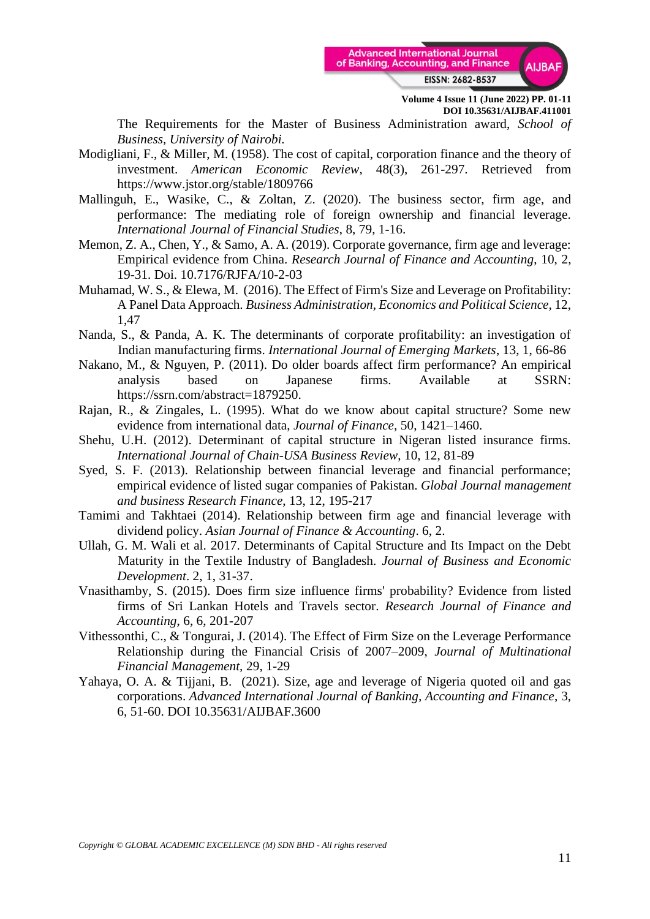The Requirements for the Master of Business Administration award, *School of Business, University of Nairobi.*

Modigliani, F., & Miller, M. (1958). The cost of capital, corporation finance and the theory of investment. *American Economic Review*, 48(3), 261-297. Retrieved from https://www.jstor.org/stable/1809766

Mallinguh, E., Wasike, C., & Zoltan, Z. (2020). The business sector, firm age, and performance: The mediating role of foreign ownership and financial leverage. *International Journal of Financial Studies*, 8, 79, 1-16.

Memon, Z. A., Chen, Y., & Samo, A. A. (2019). Corporate governance, firm age and leverage: Empirical evidence from China. *Research Journal of Finance and Accounting*, 10, 2, 19-31. Doi. 10.7176/RJFA/10-2-03

Muhamad, W. S., & Elewa, M. (2016). The Effect of Firm's Size and Leverage on Profitability: A Panel Data Approach. *Business Administration, Economics and Political Science*, 12, 1,47

Nanda, S., & Panda, A. K. The determinants of corporate profitability: an investigation of Indian manufacturing firms. *International Journal of Emerging Markets*, 13, 1, 66-86

Nakano, M., & Nguyen, P. (2011). Do older boards affect firm performance? An empirical analysis based on Japanese firms. Available at SSRN: https://ssrn.com/abstract=1879250.

Rajan, R., & Zingales, L. (1995). What do we know about capital structure? Some new evidence from international data, *Journal of Finance*, 50, 1421–1460.

Shehu, U.H. (2012). Determinant of capital structure in Nigeran listed insurance firms. *International Journal of Chain-USA Business Review*, 10, 12, 81-89

Syed, S. F. (2013). Relationship between financial leverage and financial performance; empirical evidence of listed sugar companies of Pakistan. *Global Journal management and business Research Finance*, 13, 12, 195-217

Tamimi and Takhtaei (2014). Relationship between firm age and financial leverage with dividend policy. *Asian Journal of Finance & Accounting*. 6, 2.

Ullah, G. M. Wali et al. 2017. Determinants of Capital Structure and Its Impact on the Debt Maturity in the Textile Industry of Bangladesh. *Journal of Business and Economic Development*. 2, 1, 31-37.

Vnasithamby, S. (2015). Does firm size influence firms' probability? Evidence from listed firms of Sri Lankan Hotels and Travels sector. *Research Journal of Finance and Accounting*, 6, 6, 201-207

Vithessonthi, C., & Tongurai, J. (2014). The Effect of Firm Size on the Leverage Performance Relationship during the Financial Crisis of 2007–2009, *Journal of Multinational Financial Management*, 29, 1-29

Yahaya, O. A. & Tijjani, B. (2021). Size, age and leverage of Nigeria quoted oil and gas corporations. *Advanced International Journal of Banking, Accounting and Finance*, 3, 6, 51-60. DOI 10.35631/AIJBAF.3600